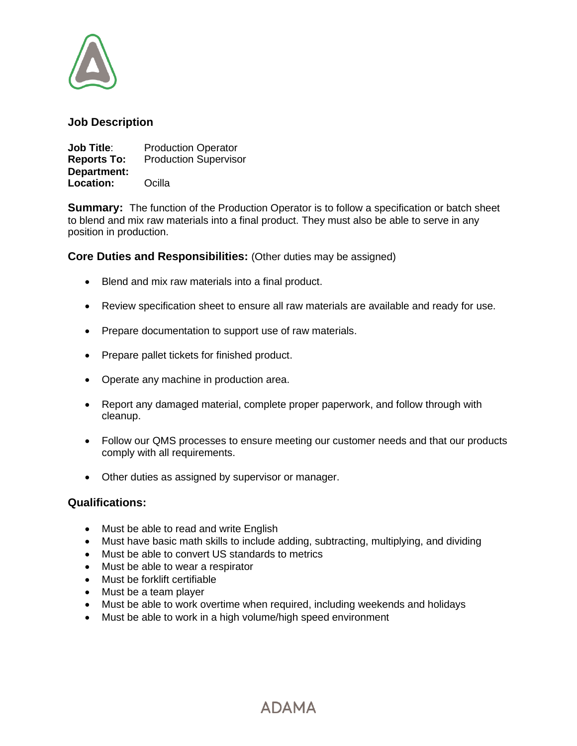## Job Description

**Job Title**: Production Operator
**Reports To:** Production Supervisor
**Department:**
**Location:** Ocilla

**Summary:** The function of the Production Operator is to follow a specification or batch sheet to blend and mix raw materials into a final product. They must also be able to serve in any position in production.

### Core Duties and Responsibilities: (Other duties may be assigned)

- Blend and mix raw materials into a final product.
- Review specification sheet to ensure all raw materials are available and ready for use.
- Prepare documentation to support use of raw materials.
- Prepare pallet tickets for finished product.
- Operate any machine in production area.
- Report any damaged material, complete proper paperwork, and follow through with cleanup.
- Follow our QMS processes to ensure meeting our customer needs and that our products comply with all requirements.
- Other duties as assigned by supervisor or manager.

### Qualifications:

- Must be able to read and write English
- Must have basic math skills to include adding, subtracting, multiplying, and dividing
- Must be able to convert US standards to metrics
- Must be able to wear a respirator
- Must be forklift certifiable
- Must be a team player
- Must be able to work overtime when required, including weekends and holidays
- Must be able to work in a high volume/high speed environment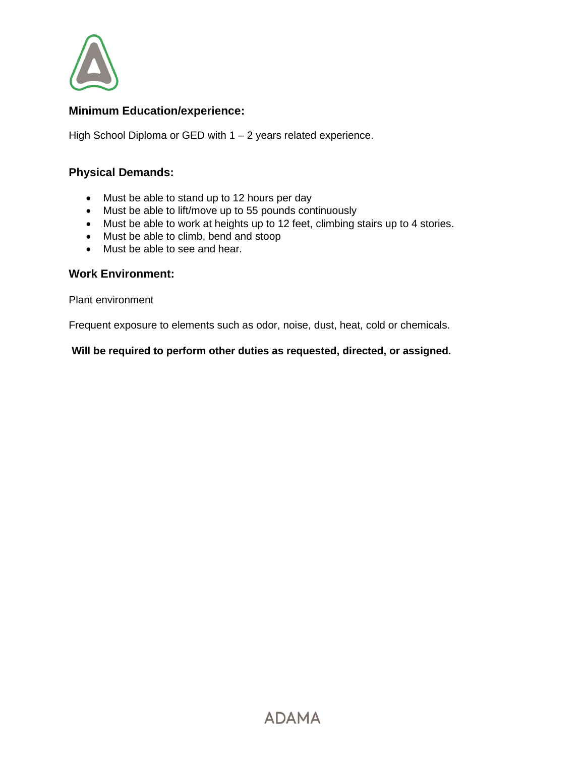### Minimum Education/experience:

High School Diploma or GED with 1 – 2 years related experience.

### Physical Demands:

- Must be able to stand up to 12 hours per day
- Must be able to lift/move up to 55 pounds continuously
- Must be able to work at heights up to 12 feet, climbing stairs up to 4 stories.
- Must be able to climb, bend and stoop
- Must be able to see and hear.

### Work Environment:

Plant environment

Frequent exposure to elements such as odor, noise, dust, heat, cold or chemicals.

**Will be required to perform other duties as requested, directed, or assigned.**